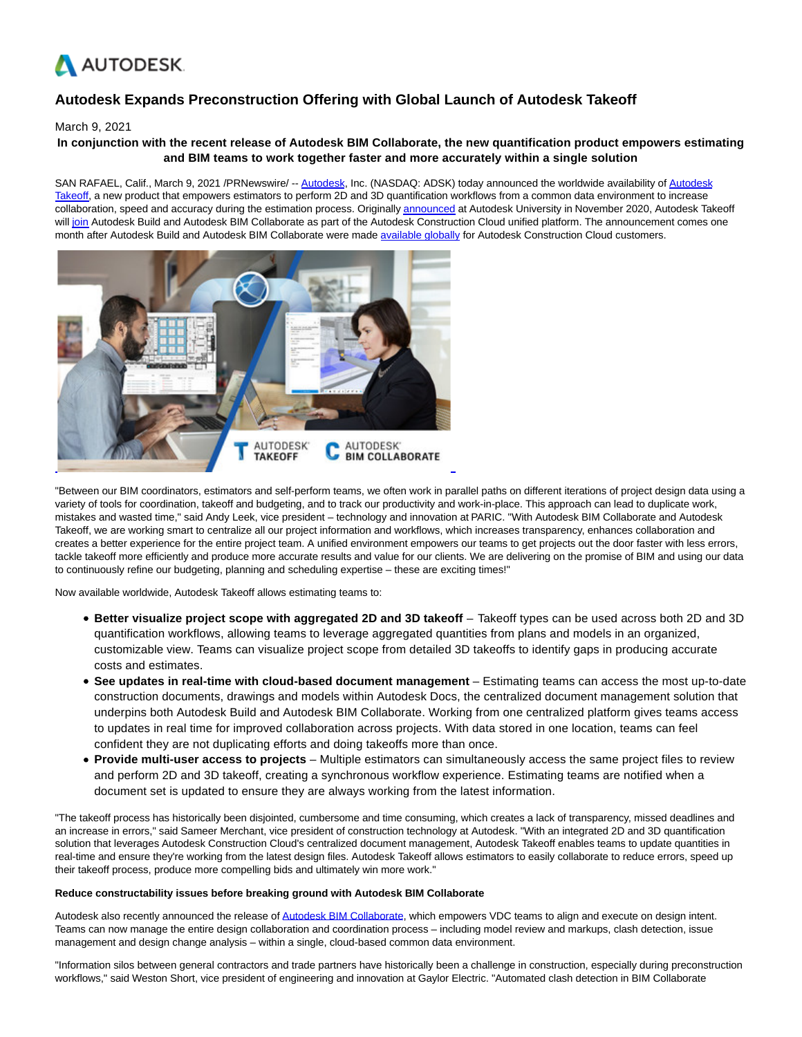# Autodesk Expands Preconstruction Offering with Global Launch of Autodesk Takeoff

March 9, 2021

**In conjunction with the recent release of Autodesk BIM Collaborate, the new quantification product empowers estimating and BIM teams to work together faster and more accurately within a single solution**

SAN RAFAEL, Calif., March 9, 2021 /PRNewswire/ -- Autodesk, Inc. (NASDAQ: ADSK) today announced the worldwide availability of Autodesk Takeoff, a new product that empowers estimators to perform 2D and 3D quantification workflows from a common data environment to increase collaboration, speed and accuracy during the estimation process. Originally announced at Autodesk University in November 2020, Autodesk Takeoff will join Autodesk Build and Autodesk BIM Collaborate as part of the Autodesk Construction Cloud unified platform. The announcement comes one month after Autodesk Build and Autodesk BIM Collaborate were made available globally for Autodesk Construction Cloud customers.

"Between our BIM coordinators, estimators and self-perform teams, we often work in parallel paths on different iterations of project design data using a variety of tools for coordination, takeoff and budgeting, and to track our productivity and work-in-place. This approach can lead to duplicate work, mistakes and wasted time," said Andy Leek, vice president – technology and innovation at PARIC. "With Autodesk BIM Collaborate and Autodesk Takeoff, we are working smart to centralize all our project information and workflows, which increases transparency, enhances collaboration and creates a better experience for the entire project team. A unified environment empowers our teams to get projects out the door faster with less errors, tackle takeoff more efficiently and produce more accurate results and value for our clients. We are delivering on the promise of BIM and using our data to continuously refine our budgeting, planning and scheduling expertise – these are exciting times!"

Now available worldwide, Autodesk Takeoff allows estimating teams to:

- **Better visualize project scope with aggregated 2D and 3D takeoff** – Takeoff types can be used across both 2D and 3D quantification workflows, allowing teams to leverage aggregated quantities from plans and models in an organized, customizable view. Teams can visualize project scope from detailed 3D takeoffs to identify gaps in producing accurate costs and estimates.
- **See updates in real-time with cloud-based document management** – Estimating teams can access the most up-to-date construction documents, drawings and models within Autodesk Docs, the centralized document management solution that underpins both Autodesk Build and Autodesk BIM Collaborate. Working from one centralized platform gives teams access to updates in real time for improved collaboration across projects. With data stored in one location, teams can feel confident they are not duplicating efforts and doing takeoffs more than once.
- **Provide multi-user access to projects** – Multiple estimators can simultaneously access the same project files to review and perform 2D and 3D takeoff, creating a synchronous workflow experience. Estimating teams are notified when a document set is updated to ensure they are always working from the latest information.

"The takeoff process has historically been disjointed, cumbersome and time consuming, which creates a lack of transparency, missed deadlines and an increase in errors," said Sameer Merchant, vice president of construction technology at Autodesk. "With an integrated 2D and 3D quantification solution that leverages Autodesk Construction Cloud's centralized document management, Autodesk Takeoff enables teams to update quantities in real-time and ensure they're working from the latest design files. Autodesk Takeoff allows estimators to easily collaborate to reduce errors, speed up their takeoff process, produce more compelling bids and ultimately win more work."

**Reduce constructability issues before breaking ground with Autodesk BIM Collaborate**

Autodesk also recently announced the release of Autodesk BIM Collaborate, which empowers VDC teams to align and execute on design intent. Teams can now manage the entire design collaboration and coordination process – including model review and markups, clash detection, issue management and design change analysis – within a single, cloud-based common data environment.

"Information silos between general contractors and trade partners have historically been a challenge in construction, especially during preconstruction workflows," said Weston Short, vice president of engineering and innovation at Gaylor Electric. "Automated clash detection in BIM Collaborate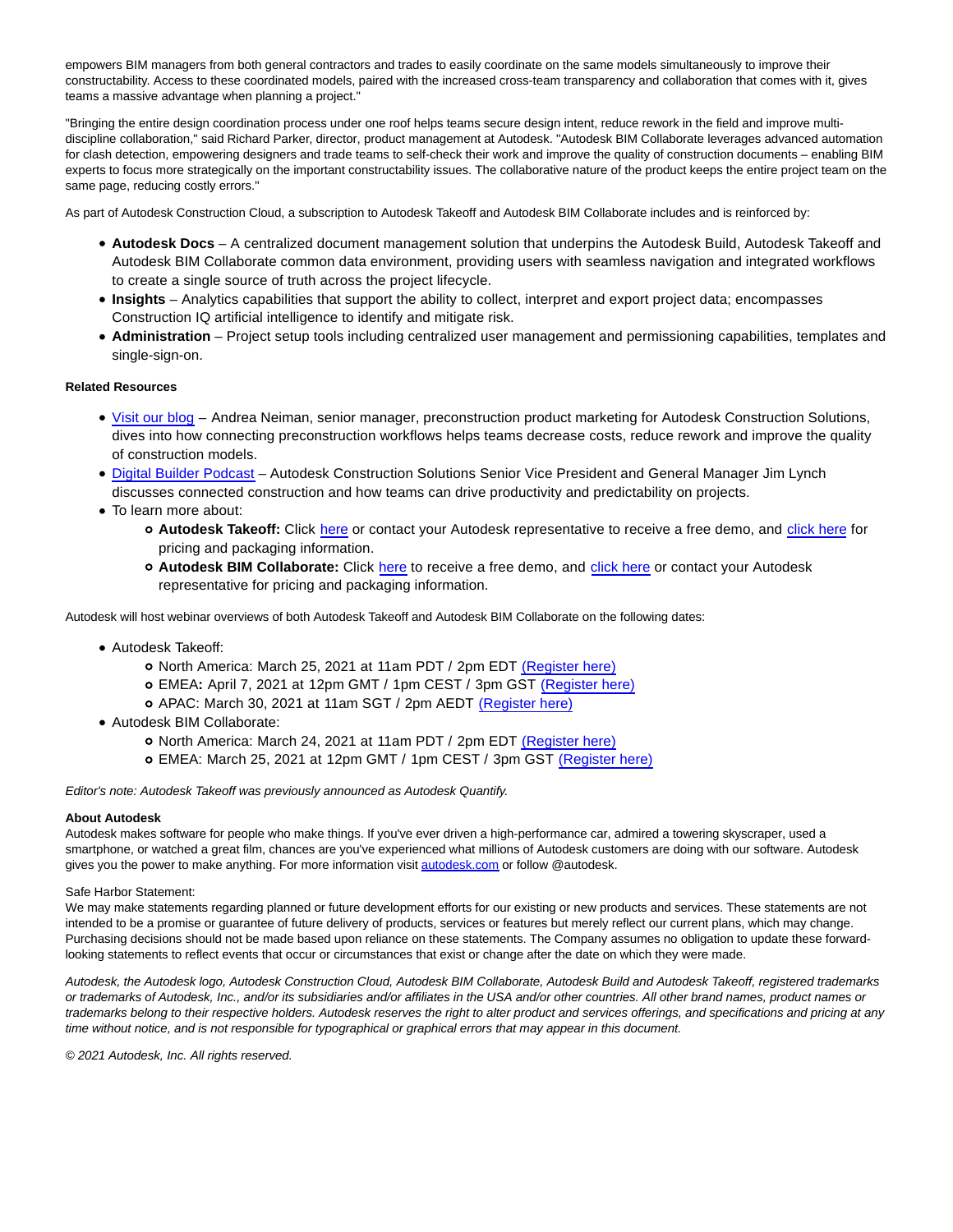empowers BIM managers from both general contractors and trades to easily coordinate on the same models simultaneously to improve their constructability. Access to these coordinated models, paired with the increased cross-team transparency and collaboration that comes with it, gives teams a massive advantage when planning a project."

"Bringing the entire design coordination process under one roof helps teams secure design intent, reduce rework in the field and improve multi-discipline collaboration," said Richard Parker, director, product management at Autodesk. "Autodesk BIM Collaborate leverages advanced automation for clash detection, empowering designers and trade teams to self-check their work and improve the quality of construction documents – enabling BIM experts to focus more strategically on the important constructability issues. The collaborative nature of the product keeps the entire project team on the same page, reducing costly errors."

As part of Autodesk Construction Cloud, a subscription to Autodesk Takeoff and Autodesk BIM Collaborate includes and is reinforced by:

- **Autodesk Docs** – A centralized document management solution that underpins the Autodesk Build, Autodesk Takeoff and Autodesk BIM Collaborate common data environment, providing users with seamless navigation and integrated workflows to create a single source of truth across the project lifecycle.
- **Insights** – Analytics capabilities that support the ability to collect, interpret and export project data; encompasses Construction IQ artificial intelligence to identify and mitigate risk.
- **Administration** – Project setup tools including centralized user management and permissioning capabilities, templates and single-sign-on.

**Related Resources**

- Visit our blog – Andrea Neiman, senior manager, preconstruction product marketing for Autodesk Construction Solutions, dives into how connecting preconstruction workflows helps teams decrease costs, reduce rework and improve the quality of construction models.
- Digital Builder Podcast – Autodesk Construction Solutions Senior Vice President and General Manager Jim Lynch discusses connected construction and how teams can drive productivity and predictability on projects.
- To learn more about:
  - **Autodesk Takeoff:** Click here or contact your Autodesk representative to receive a free demo, and click here for pricing and packaging information.
  - **Autodesk BIM Collaborate:** Click here to receive a free demo, and click here or contact your Autodesk representative for pricing and packaging information.

Autodesk will host webinar overviews of both Autodesk Takeoff and Autodesk BIM Collaborate on the following dates:

- Autodesk Takeoff:
  - North America: March 25, 2021 at 11am PDT / 2pm EDT (Register here)
  - EMEA**:** April 7, 2021 at 12pm GMT / 1pm CEST / 3pm GST (Register here)
  - APAC: March 30, 2021 at 11am SGT / 2pm AEDT (Register here)
- Autodesk BIM Collaborate:
  - North America: March 24, 2021 at 11am PDT / 2pm EDT (Register here)
  - EMEA: March 25, 2021 at 12pm GMT / 1pm CEST / 3pm GST (Register here)

*Editor's note: Autodesk Takeoff was previously announced as Autodesk Quantify.*

**About Autodesk**

Autodesk makes software for people who make things. If you've ever driven a high-performance car, admired a towering skyscraper, used a smartphone, or watched a great film, chances are you've experienced what millions of Autodesk customers are doing with our software. Autodesk gives you the power to make anything. For more information visit autodesk.com or follow @autodesk.

Safe Harbor Statement:

We may make statements regarding planned or future development efforts for our existing or new products and services. These statements are not intended to be a promise or guarantee of future delivery of products, services or features but merely reflect our current plans, which may change. Purchasing decisions should not be made based upon reliance on these statements. The Company assumes no obligation to update these forward-looking statements to reflect events that occur or circumstances that exist or change after the date on which they were made.

*Autodesk, the Autodesk logo, Autodesk Construction Cloud, Autodesk BIM Collaborate, Autodesk Build and Autodesk Takeoff, registered trademarks or trademarks of Autodesk, Inc., and/or its subsidiaries and/or affiliates in the USA and/or other countries. All other brand names, product names or trademarks belong to their respective holders. Autodesk reserves the right to alter product and services offerings, and specifications and pricing at any time without notice, and is not responsible for typographical or graphical errors that may appear in this document.*

*© 2021 Autodesk, Inc. All rights reserved.*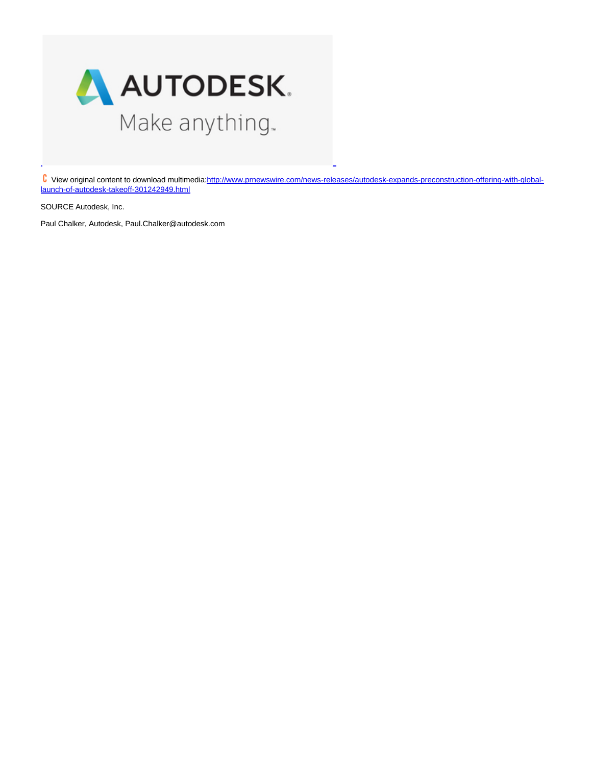View original content to download multimedia:http://www.prnewswire.com/news-releases/autodesk-expands-preconstruction-offering-with-global-launch-of-autodesk-takeoff-301242949.html

SOURCE Autodesk, Inc.

Paul Chalker, Autodesk, Paul.Chalker@autodesk.com